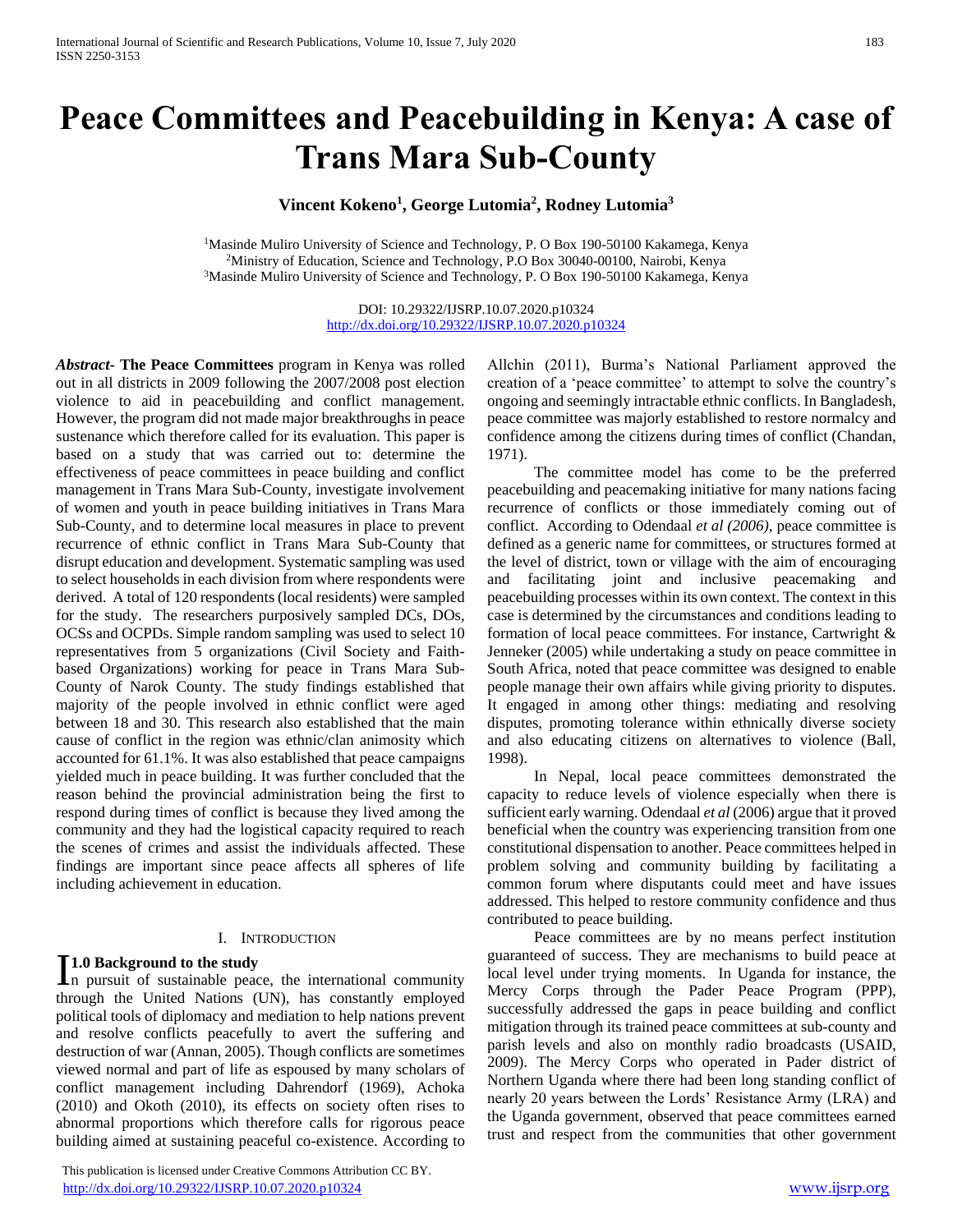# Peace Committees and Peacebuilding in Kenya: A case of Trans Mara Sub-County

**Vincent Kokeno[1], George Lutomia[2], Rodney Lutomia[3]**

[1]Masinde Muliro University of Science and Technology, P. O Box 190-50100 Kakamega, Kenya
[2]Ministry of Education, Science and Technology, P.O Box 30040-00100, Nairobi, Kenya
[3]Masinde Muliro University of Science and Technology, P. O Box 190-50100 Kakamega, Kenya

DOI: 10.29322/IJSRP.10.07.2020.p10324
http://dx.doi.org/10.29322/IJSRP.10.07.2020.p10324

***Abstract*-** **The Peace Committees** program in Kenya was rolled out in all districts in 2009 following the 2007/2008 post election violence to aid in peacebuilding and conflict management. However, the program did not made major breakthroughs in peace sustenance which therefore called for its evaluation. This paper is based on a study that was carried out to: determine the effectiveness of peace committees in peace building and conflict management in Trans Mara Sub-County, investigate involvement of women and youth in peace building initiatives in Trans Mara Sub-County, and to determine local measures in place to prevent recurrence of ethnic conflict in Trans Mara Sub-County that disrupt education and development. Systematic sampling was used to select households in each division from where respondents were derived. A total of 120 respondents (local residents) were sampled for the study. The researchers purposively sampled DCs, DOs, OCSs and OCPDs. Simple random sampling was used to select 10 representatives from 5 organizations (Civil Society and Faith-based Organizations) working for peace in Trans Mara Sub-County of Narok County. The study findings established that majority of the people involved in ethnic conflict were aged between 18 and 30. This research also established that the main cause of conflict in the region was ethnic/clan animosity which accounted for 61.1%. It was also established that peace campaigns yielded much in peace building. It was further concluded that the reason behind the provincial administration being the first to respond during times of conflict is because they lived among the community and they had the logistical capacity required to reach the scenes of crimes and assist the individuals affected. These findings are important since peace affects all spheres of life including achievement in education.

## I. Introduction

### 1.0 Background to the study

In pursuit of sustainable peace, the international community through the United Nations (UN), has constantly employed political tools of diplomacy and mediation to help nations prevent and resolve conflicts peacefully to avert the suffering and destruction of war (Annan, 2005). Though conflicts are sometimes viewed normal and part of life as espoused by many scholars of conflict management including Dahrendorf (1969), Achoka (2010) and Okoth (2010), its effects on society often rises to abnormal proportions which therefore calls for rigorous peace building aimed at sustaining peaceful co-existence. According to Allchin (2011), Burma's National Parliament approved the creation of a 'peace committee' to attempt to solve the country's ongoing and seemingly intractable ethnic conflicts. In Bangladesh, peace committee was majorly established to restore normalcy and confidence among the citizens during times of conflict (Chandan, 1971).

The committee model has come to be the preferred peacebuilding and peacemaking initiative for many nations facing recurrence of conflicts or those immediately coming out of conflict. According to Odendaal *et al (2006)*, peace committee is defined as a generic name for committees, or structures formed at the level of district, town or village with the aim of encouraging and facilitating joint and inclusive peacemaking and peacebuilding processes within its own context. The context in this case is determined by the circumstances and conditions leading to formation of local peace committees. For instance, Cartwright & Jenneker (2005) while undertaking a study on peace committee in South Africa, noted that peace committee was designed to enable people manage their own affairs while giving priority to disputes. It engaged in among other things: mediating and resolving disputes, promoting tolerance within ethnically diverse society and also educating citizens on alternatives to violence (Ball, 1998).

In Nepal, local peace committees demonstrated the capacity to reduce levels of violence especially when there is sufficient early warning. Odendaal *et al* (2006) argue that it proved beneficial when the country was experiencing transition from one constitutional dispensation to another. Peace committees helped in problem solving and community building by facilitating a common forum where disputants could meet and have issues addressed. This helped to restore community confidence and thus contributed to peace building.

Peace committees are by no means perfect institution guaranteed of success. They are mechanisms to build peace at local level under trying moments. In Uganda for instance, the Mercy Corps through the Pader Peace Program (PPP), successfully addressed the gaps in peace building and conflict mitigation through its trained peace committees at sub-county and parish levels and also on monthly radio broadcasts (USAID, 2009). The Mercy Corps who operated in Pader district of Northern Uganda where there had been long standing conflict of nearly 20 years between the Lords' Resistance Army (LRA) and the Uganda government, observed that peace committees earned trust and respect from the communities that other government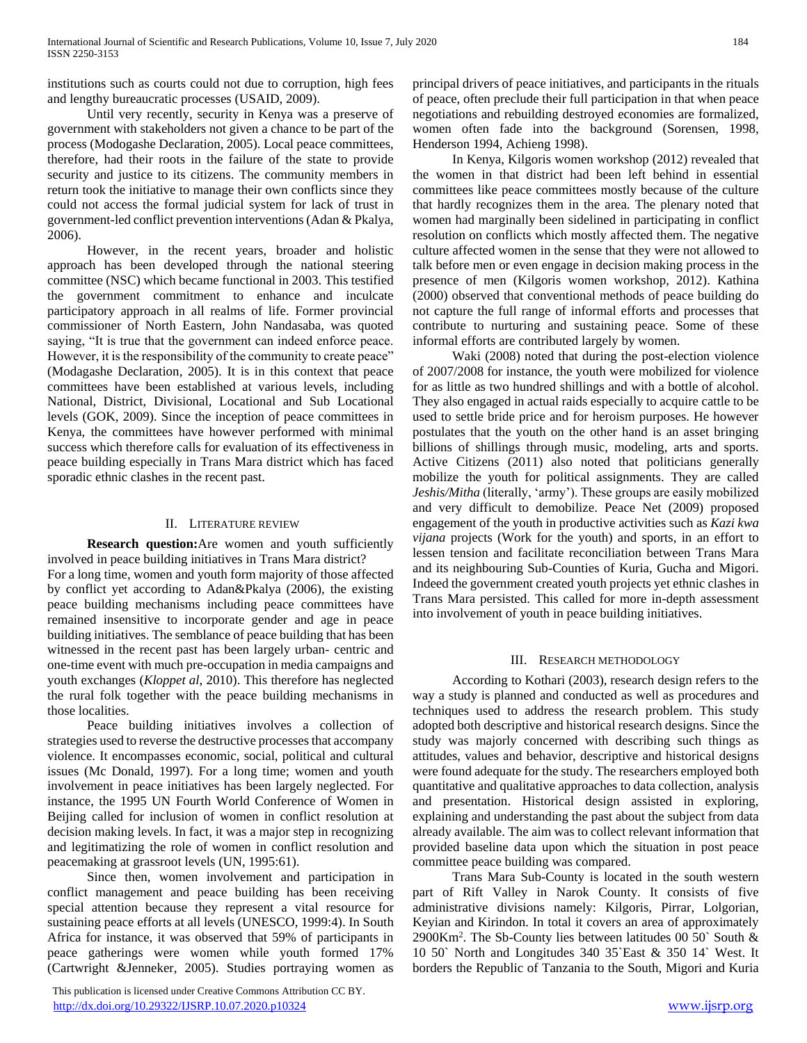institutions such as courts could not due to corruption, high fees and lengthy bureaucratic processes (USAID, 2009).

Until very recently, security in Kenya was a preserve of government with stakeholders not given a chance to be part of the process (Modogashe Declaration, 2005). Local peace committees, therefore, had their roots in the failure of the state to provide security and justice to its citizens. The community members in return took the initiative to manage their own conflicts since they could not access the formal judicial system for lack of trust in government-led conflict prevention interventions (Adan & Pkalya, 2006).

However, in the recent years, broader and holistic approach has been developed through the national steering committee (NSC) which became functional in 2003. This testified the government commitment to enhance and inculcate participatory approach in all realms of life. Former provincial commissioner of North Eastern, John Nandasaba, was quoted saying, "It is true that the government can indeed enforce peace. However, it is the responsibility of the community to create peace" (Modagashe Declaration, 2005). It is in this context that peace committees have been established at various levels, including National, District, Divisional, Locational and Sub Locational levels (GOK, 2009). Since the inception of peace committees in Kenya, the committees have however performed with minimal success which therefore calls for evaluation of its effectiveness in peace building especially in Trans Mara district which has faced sporadic ethnic clashes in the recent past.

## II. Literature review

**Research question:**Are women and youth sufficiently involved in peace building initiatives in Trans Mara district?

For a long time, women and youth form majority of those affected by conflict yet according to Adan&Pkalya (2006), the existing peace building mechanisms including peace committees have remained insensitive to incorporate gender and age in peace building initiatives. The semblance of peace building that has been witnessed in the recent past has been largely urban- centric and one-time event with much pre-occupation in media campaigns and youth exchanges (*Kloppet al,* 2010). This therefore has neglected the rural folk together with the peace building mechanisms in those localities.

Peace building initiatives involves a collection of strategies used to reverse the destructive processes that accompany violence. It encompasses economic, social, political and cultural issues (Mc Donald, 1997). For a long time; women and youth involvement in peace initiatives has been largely neglected. For instance, the 1995 UN Fourth World Conference of Women in Beijing called for inclusion of women in conflict resolution at decision making levels. In fact, it was a major step in recognizing and legitimatizing the role of women in conflict resolution and peacemaking at grassroot levels (UN, 1995:61).

Since then, women involvement and participation in conflict management and peace building has been receiving special attention because they represent a vital resource for sustaining peace efforts at all levels (UNESCO, 1999:4). In South Africa for instance, it was observed that 59% of participants in peace gatherings were women while youth formed 17% (Cartwright &Jenneker, 2005). Studies portraying women as principal drivers of peace initiatives, and participants in the rituals of peace, often preclude their full participation in that when peace negotiations and rebuilding destroyed economies are formalized, women often fade into the background (Sorensen, 1998, Henderson 1994, Achieng 1998).

In Kenya, Kilgoris women workshop (2012) revealed that the women in that district had been left behind in essential committees like peace committees mostly because of the culture that hardly recognizes them in the area. The plenary noted that women had marginally been sidelined in participating in conflict resolution on conflicts which mostly affected them. The negative culture affected women in the sense that they were not allowed to talk before men or even engage in decision making process in the presence of men (Kilgoris women workshop, 2012). Kathina (2000) observed that conventional methods of peace building do not capture the full range of informal efforts and processes that contribute to nurturing and sustaining peace. Some of these informal efforts are contributed largely by women.

Waki (2008) noted that during the post-election violence of 2007/2008 for instance, the youth were mobilized for violence for as little as two hundred shillings and with a bottle of alcohol. They also engaged in actual raids especially to acquire cattle to be used to settle bride price and for heroism purposes. He however postulates that the youth on the other hand is an asset bringing billions of shillings through music, modeling, arts and sports. Active Citizens (2011) also noted that politicians generally mobilize the youth for political assignments. They are called *Jeshis/Mitha* (literally, 'army'). These groups are easily mobilized and very difficult to demobilize. Peace Net (2009) proposed engagement of the youth in productive activities such as *Kazi kwa vijana* projects (Work for the youth) and sports, in an effort to lessen tension and facilitate reconciliation between Trans Mara and its neighbouring Sub-Counties of Kuria, Gucha and Migori. Indeed the government created youth projects yet ethnic clashes in Trans Mara persisted. This called for more in-depth assessment into involvement of youth in peace building initiatives.

## III. Research methodology

According to Kothari (2003), research design refers to the way a study is planned and conducted as well as procedures and techniques used to address the research problem. This study adopted both descriptive and historical research designs. Since the study was majorly concerned with describing such things as attitudes, values and behavior, descriptive and historical designs were found adequate for the study. The researchers employed both quantitative and qualitative approaches to data collection, analysis and presentation. Historical design assisted in exploring, explaining and understanding the past about the subject from data already available. The aim was to collect relevant information that provided baseline data upon which the situation in post peace committee peace building was compared.

Trans Mara Sub-County is located in the south western part of Rift Valley in Narok County. It consists of five administrative divisions namely: Kilgoris, Pirrar, Lolgorian, Keyian and Kirindon. In total it covers an area of approximately 2900Km$^2$. The Sb-County lies between latitudes 00 50` South & 10 50` North and Longitudes 340 35`East & 350 14` West. It borders the Republic of Tanzania to the South, Migori and Kuria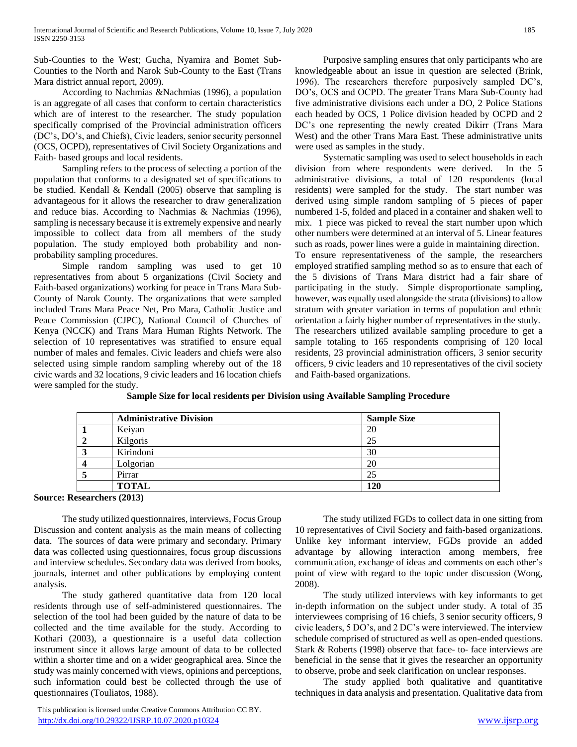Sub-Counties to the West; Gucha, Nyamira and Bomet Sub-Counties to the North and Narok Sub-County to the East (Trans Mara district annual report, 2009).

According to Nachmias &Nachmias (1996), a population is an aggregate of all cases that conform to certain characteristics which are of interest to the researcher. The study population specifically comprised of the Provincial administration officers (DC's, DO's, and Chiefs), Civic leaders, senior security personnel (OCS, OCPD), representatives of Civil Society Organizations and Faith- based groups and local residents.

Sampling refers to the process of selecting a portion of the population that conforms to a designated set of specifications to be studied. Kendall & Kendall (2005) observe that sampling is advantageous for it allows the researcher to draw generalization and reduce bias. According to Nachmias & Nachmias (1996), sampling is necessary because it is extremely expensive and nearly impossible to collect data from all members of the study population. The study employed both probability and non-probability sampling procedures.

Simple random sampling was used to get 10 representatives from about 5 organizations (Civil Society and Faith-based organizations) working for peace in Trans Mara Sub-County of Narok County. The organizations that were sampled included Trans Mara Peace Net, Pro Mara, Catholic Justice and Peace Commission (CJPC), National Council of Churches of Kenya (NCCK) and Trans Mara Human Rights Network. The selection of 10 representatives was stratified to ensure equal number of males and females. Civic leaders and chiefs were also selected using simple random sampling whereby out of the 18 civic wards and 32 locations, 9 civic leaders and 16 location chiefs were sampled for the study.

Purposive sampling ensures that only participants who are knowledgeable about an issue in question are selected (Brink, 1996). The researchers therefore purposively sampled DC's, DO's, OCS and OCPD. The greater Trans Mara Sub-County had five administrative divisions each under a DO, 2 Police Stations each headed by OCS, 1 Police division headed by OCPD and 2 DC's one representing the newly created Dikirr (Trans Mara West) and the other Trans Mara East. These administrative units were used as samples in the study.

Systematic sampling was used to select households in each division from where respondents were derived. In the 5 administrative divisions, a total of 120 respondents (local residents) were sampled for the study. The start number was derived using simple random sampling of 5 pieces of paper numbered 1-5, folded and placed in a container and shaken well to mix. 1 piece was picked to reveal the start number upon which other numbers were determined at an interval of 5. Linear features such as roads, power lines were a guide in maintaining direction. To ensure representativeness of the sample, the researchers employed stratified sampling method so as to ensure that each of the 5 divisions of Trans Mara district had a fair share of participating in the study. Simple disproportionate sampling, however, was equally used alongside the strata (divisions) to allow stratum with greater variation in terms of population and ethnic orientation a fairly higher number of representatives in the study. The researchers utilized available sampling procedure to get a sample totaling to 165 respondents comprising of 120 local residents, 23 provincial administration officers, 3 senior security officers, 9 civic leaders and 10 representatives of the civil society and Faith-based organizations.

**Sample Size for local residents per Division using Available Sampling Procedure**

| | **Administrative Division** | **Sample Size** |
|---|---|---|
| **1** | Keiyan | 20 |
| **2** | Kilgoris | 25 |
| **3** | Kirindoni | 30 |
| **4** | Lolgorian | 20 |
| **5** | Pirrar | 25 |
| | **TOTAL** | **120** |

**Source: Researchers (2013)**

The study utilized questionnaires, interviews, Focus Group Discussion and content analysis as the main means of collecting data. The sources of data were primary and secondary. Primary data was collected using questionnaires, focus group discussions and interview schedules. Secondary data was derived from books, journals, internet and other publications by employing content analysis.

The study gathered quantitative data from 120 local residents through use of self-administered questionnaires. The selection of the tool had been guided by the nature of data to be collected and the time available for the study. According to Kothari (2003), a questionnaire is a useful data collection instrument since it allows large amount of data to be collected within a shorter time and on a wider geographical area. Since the study was mainly concerned with views, opinions and perceptions, such information could best be collected through the use of questionnaires (Touliatos, 1988).

The study utilized FGDs to collect data in one sitting from 10 representatives of Civil Society and faith-based organizations. Unlike key informant interview, FGDs provide an added advantage by allowing interaction among members, free communication, exchange of ideas and comments on each other's point of view with regard to the topic under discussion (Wong, 2008).

The study utilized interviews with key informants to get in-depth information on the subject under study. A total of 35 interviewees comprising of 16 chiefs, 3 senior security officers, 9 civic leaders, 5 DO's, and 2 DC's were interviewed. The interview schedule comprised of structured as well as open-ended questions. Stark & Roberts (1998) observe that face- to- face interviews are beneficial in the sense that it gives the researcher an opportunity to observe, probe and seek clarification on unclear responses.

The study applied both qualitative and quantitative techniques in data analysis and presentation. Qualitative data from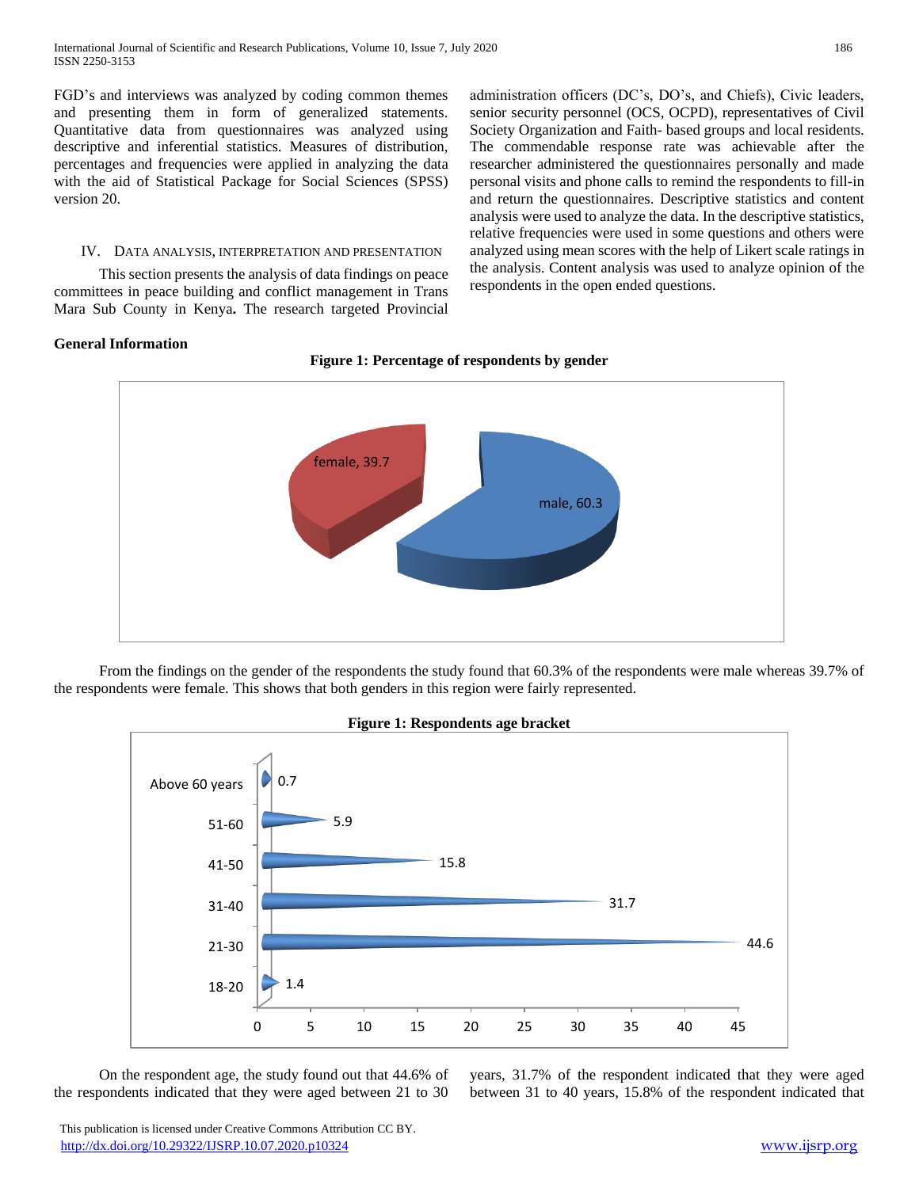FGD's and interviews was analyzed by coding common themes and presenting them in form of generalized statements. Quantitative data from questionnaires was analyzed using descriptive and inferential statistics. Measures of distribution, percentages and frequencies were applied in analyzing the data with the aid of Statistical Package for Social Sciences (SPSS) version 20.

## IV. Data Analysis, Interpretation and Presentation

This section presents the analysis of data findings on peace committees in peace building and conflict management in Trans Mara Sub County in Kenya**.** The research targeted Provincial administration officers (DC's, DO's, and Chiefs), Civic leaders, senior security personnel (OCS, OCPD), representatives of Civil Society Organization and Faith- based groups and local residents. The commendable response rate was achievable after the researcher administered the questionnaires personally and made personal visits and phone calls to remind the respondents to fill-in and return the questionnaires. Descriptive statistics and content analysis were used to analyze the data. In the descriptive statistics, relative frequencies were used in some questions and others were analyzed using mean scores with the help of Likert scale ratings in the analysis. Content analysis was used to analyze opinion of the respondents in the open ended questions.

**General Information**

**Figure 1: Percentage of respondents by gender**

| Gender | Percentage |
|---|---|
| male | 60.3 |
| female | 39.7 |

From the findings on the gender of the respondents the study found that 60.3% of the respondents were male whereas 39.7% of the respondents were female. This shows that both genders in this region were fairly represented.

**Figure 1: Respondents age bracket**

| Age bracket | Percentage |
|---|---|
| 18-20 | 1.4 |
| 21-30 | 44.6 |
| 31-40 | 31.7 |
| 41-50 | 15.8 |
| 51-60 | 5.9 |
| Above 60 years | 0.7 |

On the respondent age, the study found out that 44.6% of the respondents indicated that they were aged between 21 to 30 years, 31.7% of the respondent indicated that they were aged between 31 to 40 years, 15.8% of the respondent indicated that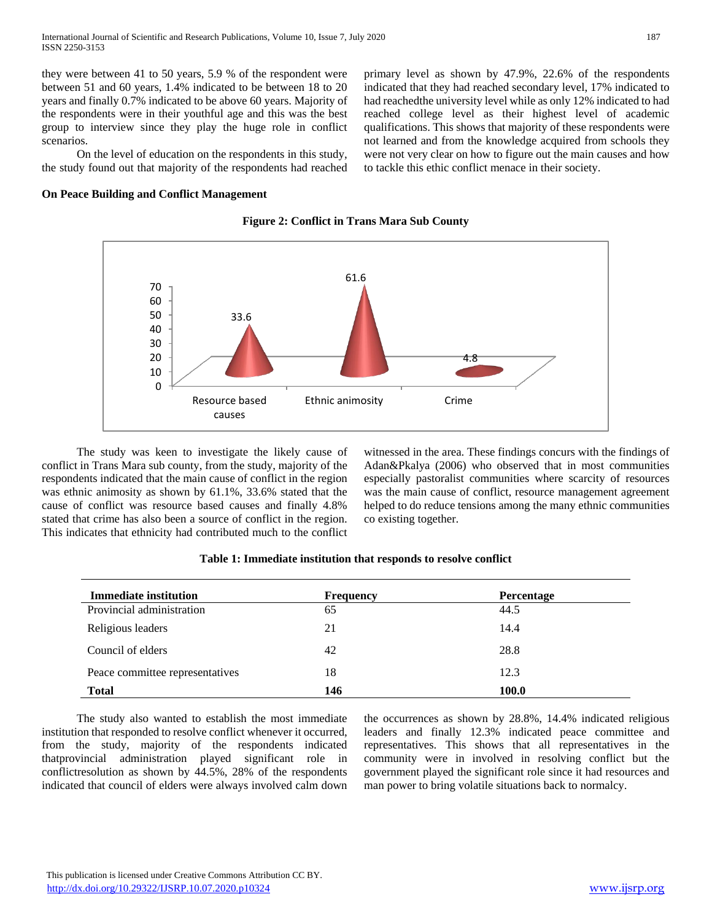they were between 41 to 50 years, 5.9 % of the respondent were between 51 and 60 years, 1.4% indicated to be between 18 to 20 years and finally 0.7% indicated to be above 60 years. Majority of the respondents were in their youthful age and this was the best group to interview since they play the huge role in conflict scenarios.

On the level of education on the respondents in this study, the study found out that majority of the respondents had reached primary level as shown by 47.9%, 22.6% of the respondents indicated that they had reached secondary level, 17% indicated to had reachedthe university level while as only 12% indicated to had reached college level as their highest level of academic qualifications. This shows that majority of these respondents were not learned and from the knowledge acquired from schools they were not very clear on how to figure out the main causes and how to tackle this ethic conflict menace in their society.

**On Peace Building and Conflict Management**

**Figure 2: Conflict in Trans Mara Sub County**

| Cause | Percentage |
|---|---|
| Resource based causes | 33.6 |
| Ethnic animosity | 61.6 |
| Crime | 4.8 |

The study was keen to investigate the likely cause of conflict in Trans Mara sub county, from the study, majority of the respondents indicated that the main cause of conflict in the region was ethnic animosity as shown by 61.1%, 33.6% stated that the cause of conflict was resource based causes and finally 4.8% stated that crime has also been a source of conflict in the region. This indicates that ethnicity had contributed much to the conflict witnessed in the area. These findings concurs with the findings of Adan&Pkalya (2006) who observed that in most communities especially pastoralist communities where scarcity of resources was the main cause of conflict, resource management agreement helped to do reduce tensions among the many ethnic communities co existing together.

**Table 1: Immediate institution that responds to resolve conflict**

| Immediate institution | Frequency | Percentage |
|---|---|---|
| Provincial administration | 65 | 44.5 |
| Religious leaders | 21 | 14.4 |
| Council of elders | 42 | 28.8 |
| Peace committee representatives | 18 | 12.3 |
| **Total** | **146** | **100.0** |

The study also wanted to establish the most immediate institution that responded to resolve conflict whenever it occurred, from the study, majority of the respondents indicated thatprovincial administration played significant role in conflictresolution as shown by 44.5%, 28% of the respondents indicated that council of elders were always involved calm down the occurrences as shown by 28.8%, 14.4% indicated religious leaders and finally 12.3% indicated peace committee and representatives. This shows that all representatives in the community were in involved in resolving conflict but the government played the significant role since it had resources and man power to bring volatile situations back to normalcy.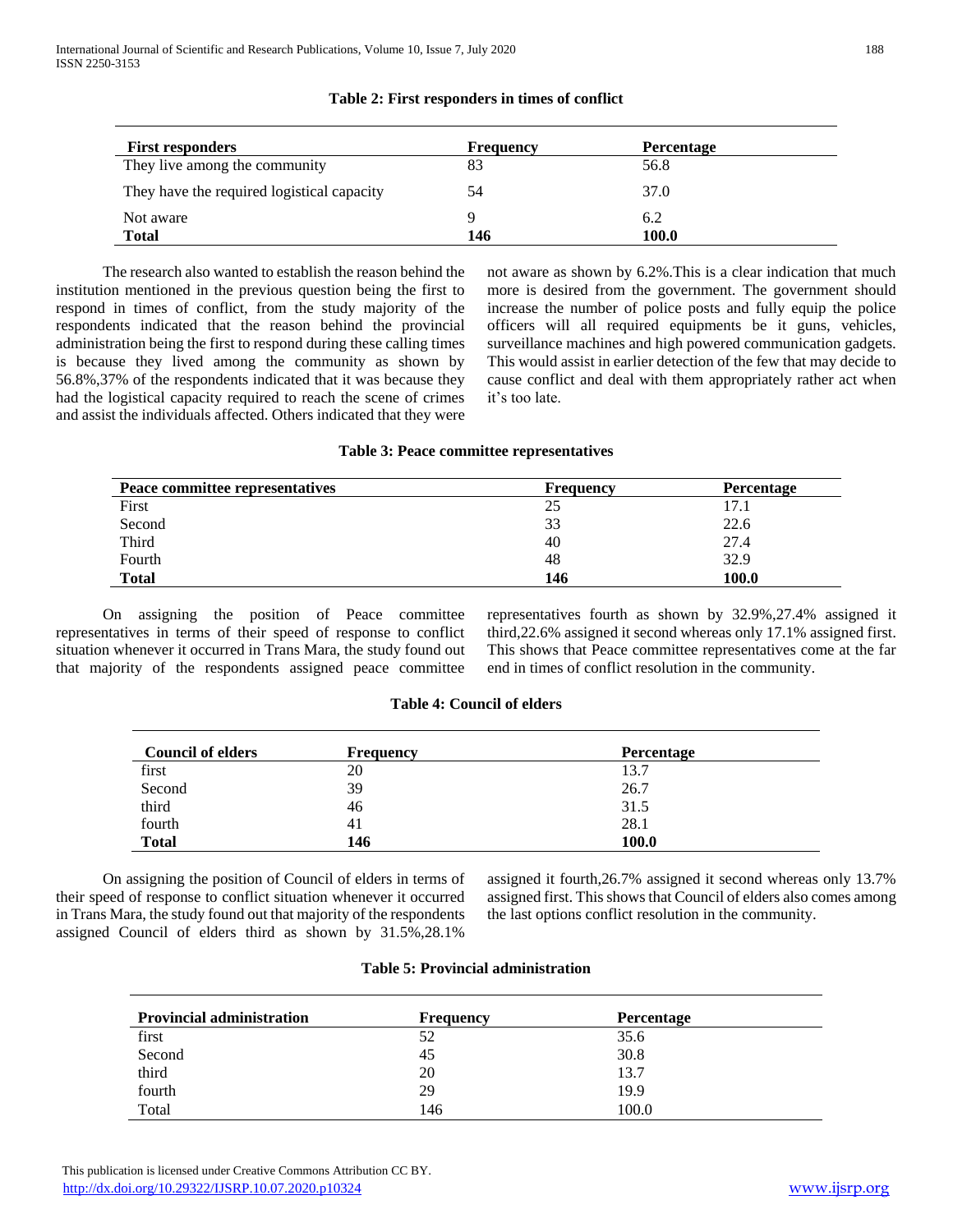**Table 2: First responders in times of conflict**

| First responders | Frequency | Percentage |
|---|---|---|
| They live among the community | 83 | 56.8 |
| They have the required logistical capacity | 54 | 37.0 |
| Not aware | 9 | 6.2 |
| **Total** | **146** | **100.0** |

The research also wanted to establish the reason behind the institution mentioned in the previous question being the first to respond in times of conflict, from the study majority of the respondents indicated that the reason behind the provincial administration being the first to respond during these calling times is because they lived among the community as shown by 56.8%,37% of the respondents indicated that it was because they had the logistical capacity required to reach the scene of crimes and assist the individuals affected. Others indicated that they were not aware as shown by 6.2%.This is a clear indication that much more is desired from the government. The government should increase the number of police posts and fully equip the police officers will all required equipments be it guns, vehicles, surveillance machines and high powered communication gadgets. This would assist in earlier detection of the few that may decide to cause conflict and deal with them appropriately rather act when it's too late.

**Table 3: Peace committee representatives**

| Peace committee representatives | Frequency | Percentage |
|---|---|---|
| First | 25 | 17.1 |
| Second | 33 | 22.6 |
| Third | 40 | 27.4 |
| Fourth | 48 | 32.9 |
| **Total** | **146** | **100.0** |

On assigning the position of Peace committee representatives in terms of their speed of response to conflict situation whenever it occurred in Trans Mara, the study found out that majority of the respondents assigned peace committee representatives fourth as shown by 32.9%,27.4% assigned it third,22.6% assigned it second whereas only 17.1% assigned first. This shows that Peace committee representatives come at the far end in times of conflict resolution in the community.

**Table 4: Council of elders**

| Council of elders | Frequency | Percentage |
|---|---|---|
| first | 20 | 13.7 |
| Second | 39 | 26.7 |
| third | 46 | 31.5 |
| fourth | 41 | 28.1 |
| **Total** | **146** | **100.0** |

On assigning the position of Council of elders in terms of their speed of response to conflict situation whenever it occurred in Trans Mara, the study found out that majority of the respondents assigned Council of elders third as shown by 31.5%,28.1% assigned it fourth,26.7% assigned it second whereas only 13.7% assigned first. This shows that Council of elders also comes among the last options conflict resolution in the community.

**Table 5: Provincial administration**

| Provincial administration | Frequency | Percentage |
|---|---|---|
| first | 52 | 35.6 |
| Second | 45 | 30.8 |
| third | 20 | 13.7 |
| fourth | 29 | 19.9 |
| Total | 146 | 100.0 |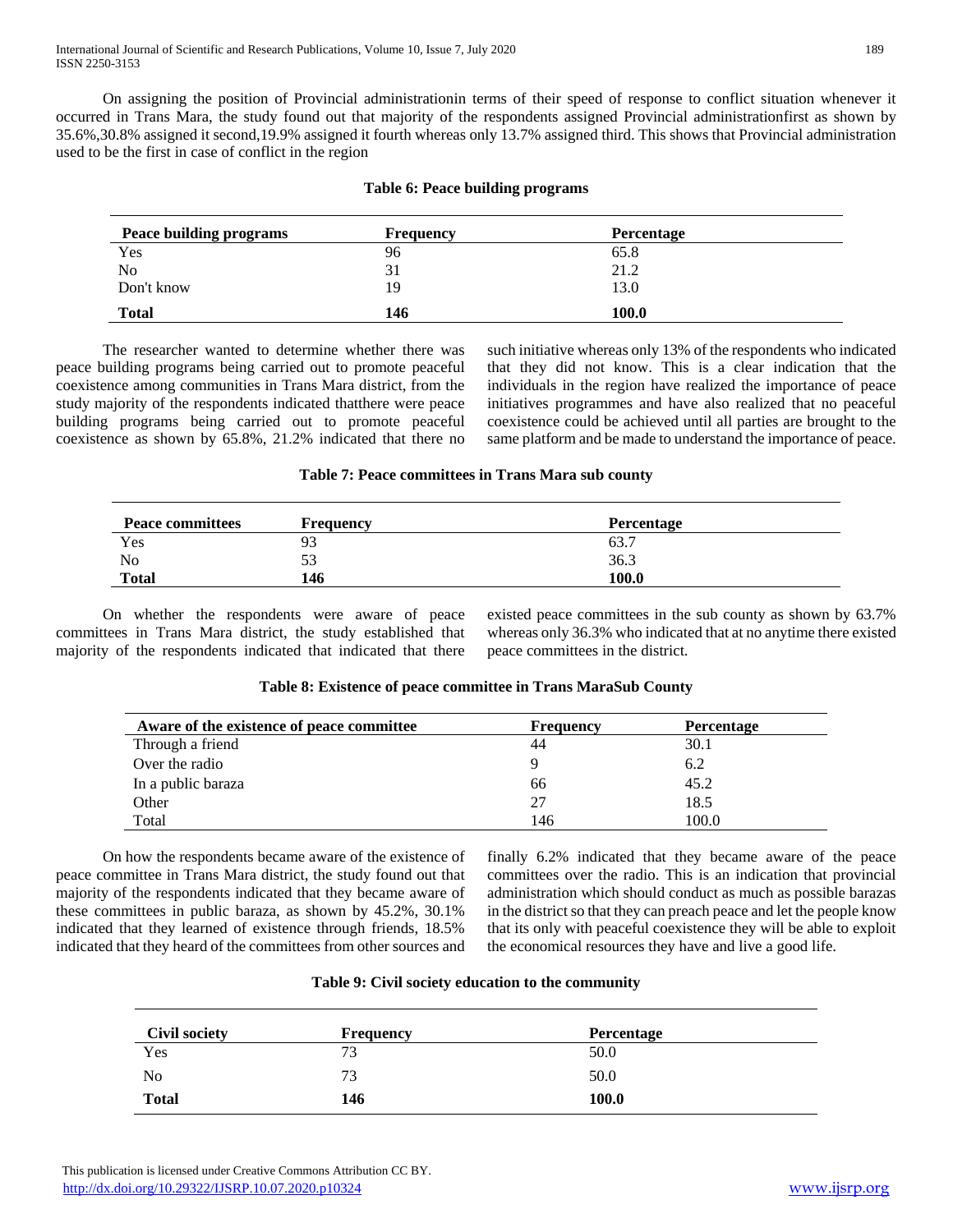On assigning the position of Provincial administrationin in terms of their speed of response to conflict situation whenever it occurred in Trans Mara, the study found out that majority of the respondents assigned Provincial administrationfirst as shown by 35.6%,30.8% assigned it second,19.9% assigned it fourth whereas only 13.7% assigned third. This shows that Provincial administration used to be the first in case of conflict in the region

**Table 6: Peace building programs**

| Peace building programs | Frequency | Percentage |
|---|---|---|
| Yes | 96 | 65.8 |
| No | 31 | 21.2 |
| Don't know | 19 | 13.0 |
| **Total** | **146** | **100.0** |

The researcher wanted to determine whether there was peace building programs being carried out to promote peaceful coexistence among communities in Trans Mara district, from the study majority of the respondents indicated thatthere were peace building programs being carried out to promote peaceful coexistence as shown by 65.8%, 21.2% indicated that there no such initiative whereas only 13% of the respondents who indicated that they did not know. This is a clear indication that the individuals in the region have realized the importance of peace initiatives programmes and have also realized that no peaceful coexistence could be achieved until all parties are brought to the same platform and be made to understand the importance of peace.

**Table 7: Peace committees in Trans Mara sub county**

| Peace committees | Frequency | Percentage |
|---|---|---|
| Yes | 93 | 63.7 |
| No | 53 | 36.3 |
| **Total** | **146** | **100.0** |

On whether the respondents were aware of peace committees in Trans Mara district, the study established that majority of the respondents indicated that indicated that there existed peace committees in the sub county as shown by 63.7% whereas only 36.3% who indicated that at no anytime there existed peace committees in the district.

**Table 8: Existence of peace committee in Trans MaraSub County**

| Aware of the existence of peace committee | Frequency | Percentage |
|---|---|---|
| Through a friend | 44 | 30.1 |
| Over the radio | 9 | 6.2 |
| In a public baraza | 66 | 45.2 |
| Other | 27 | 18.5 |
| Total | 146 | 100.0 |

On how the respondents became aware of the existence of peace committee in Trans Mara district, the study found out that majority of the respondents indicated that they became aware of these committees in public baraza, as shown by 45.2%, 30.1% indicated that they learned of existence through friends, 18.5% indicated that they heard of the committees from other sources and finally 6.2% indicated that they became aware of the peace committees over the radio. This is an indication that provincial administration which should conduct as much as possible barazas in the district so that they can preach peace and let the people know that its only with peaceful coexistence they will be able to exploit the economical resources they have and live a good life.

**Table 9: Civil society education to the community**

| Civil society | Frequency | Percentage |
|---|---|---|
| Yes | 73 | 50.0 |
| No | 73 | 50.0 |
| **Total** | **146** | **100.0** |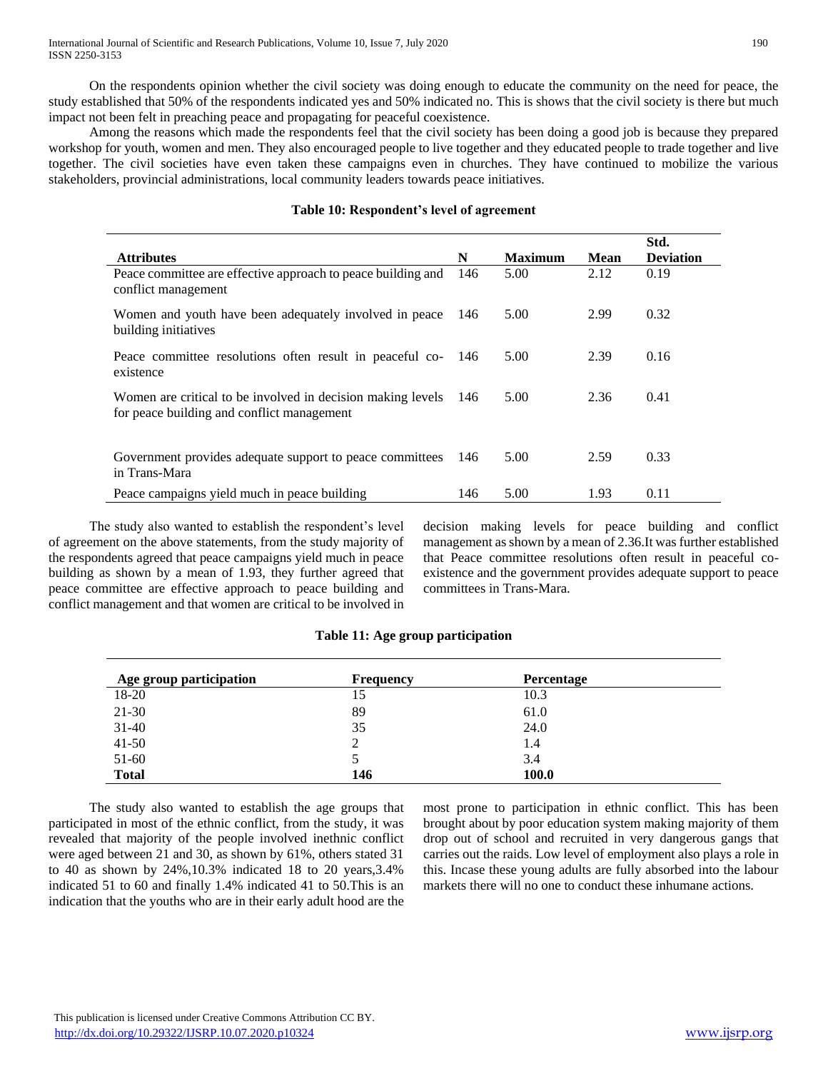On the respondents opinion whether the civil society was doing enough to educate the community on the need for peace, the study established that 50% of the respondents indicated yes and 50% indicated no. This is shows that the civil society is there but much impact not been felt in preaching peace and propagating for peaceful coexistence.

Among the reasons which made the respondents feel that the civil society has been doing a good job is because they prepared workshop for youth, women and men. They also encouraged people to live together and they educated people to trade together and live together. The civil societies have even taken these campaigns even in churches. They have continued to mobilize the various stakeholders, provincial administrations, local community leaders towards peace initiatives.

**Table 10: Respondent's level of agreement**

| Attributes | N | Maximum | Mean | Std. Deviation |
| --- | --- | --- | --- | --- |
| Peace committee are effective approach to peace building and conflict management | 146 | 5.00 | 2.12 | 0.19 |
| Women and youth have been adequately involved in peace building initiatives | 146 | 5.00 | 2.99 | 0.32 |
| Peace committee resolutions often result in peaceful co-existence | 146 | 5.00 | 2.39 | 0.16 |
| Women are critical to be involved in decision making levels for peace building and conflict management | 146 | 5.00 | 2.36 | 0.41 |
| Government provides adequate support to peace committees in Trans-Mara | 146 | 5.00 | 2.59 | 0.33 |
| Peace campaigns yield much in peace building | 146 | 5.00 | 1.93 | 0.11 |

The study also wanted to establish the respondent's level of agreement on the above statements, from the study majority of the respondents agreed that peace campaigns yield much in peace building as shown by a mean of 1.93, they further agreed that peace committee are effective approach to peace building and conflict management and that women are critical to be involved in decision making levels for peace building and conflict management as shown by a mean of 2.36.It was further established that Peace committee resolutions often result in peaceful co-existence and the government provides adequate support to peace committees in Trans-Mara.

**Table 11: Age group participation**

| Age group participation | Frequency | Percentage |
| --- | --- | --- |
| 18-20 | 15 | 10.3 |
| 21-30 | 89 | 61.0 |
| 31-40 | 35 | 24.0 |
| 41-50 | 2 | 1.4 |
| 51-60 | 5 | 3.4 |
| **Total** | **146** | **100.0** |

The study also wanted to establish the age groups that participated in most of the ethnic conflict, from the study, it was revealed that majority of the people involved inethnic conflict were aged between 21 and 30, as shown by 61%, others stated 31 to 40 as shown by 24%,10.3% indicated 18 to 20 years,3.4% indicated 51 to 60 and finally 1.4% indicated 41 to 50.This is an indication that the youths who are in their early adult hood are the most prone to participation in ethnic conflict. This has been brought about by poor education system making majority of them drop out of school and recruited in very dangerous gangs that carries out the raids. Low level of employment also plays a role in this. Incase these young adults are fully absorbed into the labour markets there will no one to conduct these inhumane actions.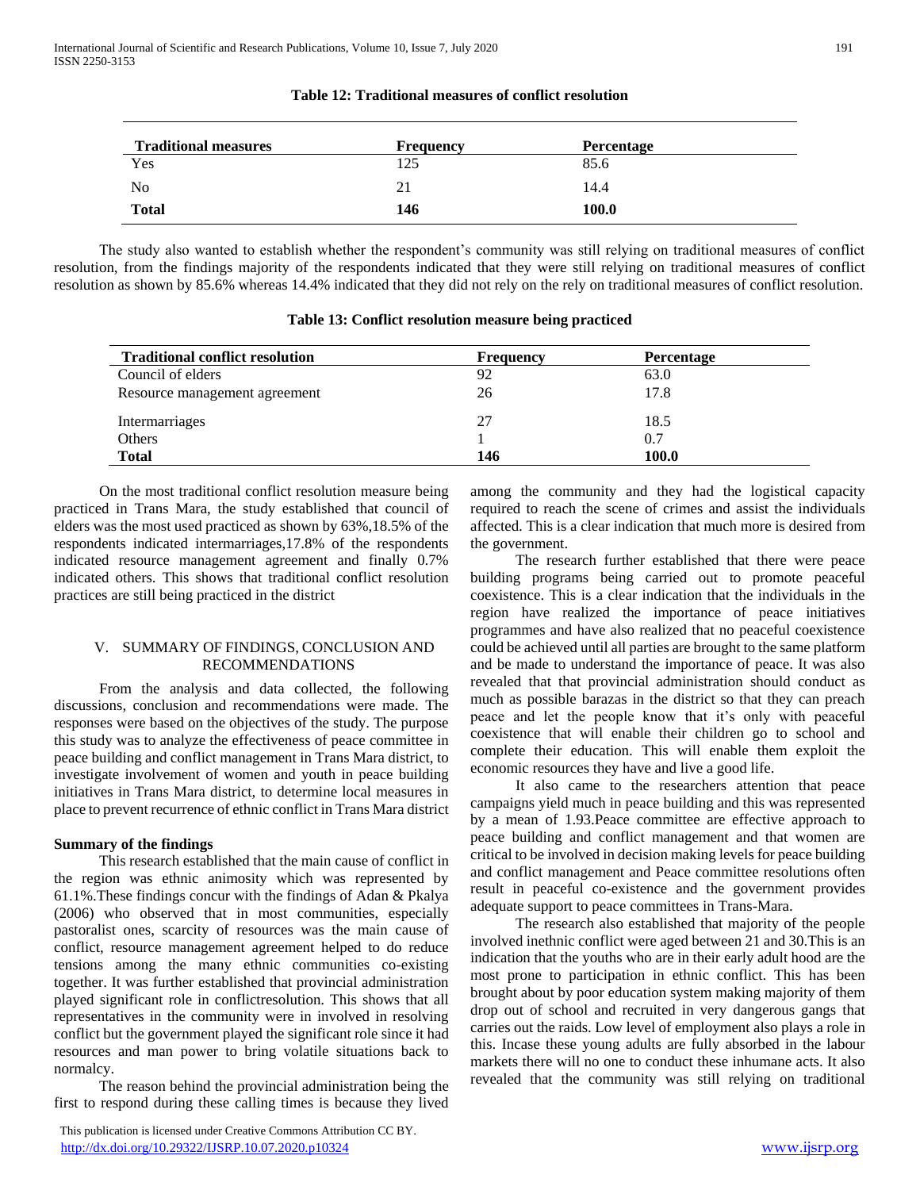**Table 12: Traditional measures of conflict resolution**

| Traditional measures | Frequency | Percentage |
|---|---|---|
| Yes | 125 | 85.6 |
| No | 21 | 14.4 |
| **Total** | **146** | **100.0** |

The study also wanted to establish whether the respondent's community was still relying on traditional measures of conflict resolution, from the findings majority of the respondents indicated that they were still relying on traditional measures of conflict resolution as shown by 85.6% whereas 14.4% indicated that they did not rely on the rely on traditional measures of conflict resolution.

**Table 13: Conflict resolution measure being practiced**

| Traditional conflict resolution | Frequency | Percentage |
|---|---|---|
| Council of elders | 92 | 63.0 |
| Resource management agreement | 26 | 17.8 |
| Intermarriages | 27 | 18.5 |
| Others | 1 | 0.7 |
| **Total** | **146** | **100.0** |

On the most traditional conflict resolution measure being practiced in Trans Mara, the study established that council of elders was the most used practiced as shown by 63%,18.5% of the respondents indicated intermarriages,17.8% of the respondents indicated resource management agreement and finally 0.7% indicated others. This shows that traditional conflict resolution practices are still being practiced in the district

## V. SUMMARY OF FINDINGS, CONCLUSION AND RECOMMENDATIONS

From the analysis and data collected, the following discussions, conclusion and recommendations were made. The responses were based on the objectives of the study. The purpose this study was to analyze the effectiveness of peace committee in peace building and conflict management in Trans Mara district, to investigate involvement of women and youth in peace building initiatives in Trans Mara district, to determine local measures in place to prevent recurrence of ethnic conflict in Trans Mara district

### Summary of the findings

This research established that the main cause of conflict in the region was ethnic animosity which was represented by 61.1%.These findings concur with the findings of Adan & Pkalya (2006) who observed that in most communities, especially pastoralist ones, scarcity of resources was the main cause of conflict, resource management agreement helped to do reduce tensions among the many ethnic communities co-existing together. It was further established that provincial administration played significant role in conflictresolution. This shows that all representatives in the community were in involved in resolving conflict but the government played the significant role since it had resources and man power to bring volatile situations back to normalcy.

The reason behind the provincial administration being the first to respond during these calling times is because they lived among the community and they had the logistical capacity required to reach the scene of crimes and assist the individuals affected. This is a clear indication that much more is desired from the government.

The research further established that there were peace building programs being carried out to promote peaceful coexistence. This is a clear indication that the individuals in the region have realized the importance of peace initiatives programmes and have also realized that no peaceful coexistence could be achieved until all parties are brought to the same platform and be made to understand the importance of peace. It was also revealed that that provincial administration should conduct as much as possible barazas in the district so that they can preach peace and let the people know that it's only with peaceful coexistence that will enable their children go to school and complete their education. This will enable them exploit the economic resources they have and live a good life.

It also came to the researchers attention that peace campaigns yield much in peace building and this was represented by a mean of 1.93.Peace committee are effective approach to peace building and conflict management and that women are critical to be involved in decision making levels for peace building and conflict management and Peace committee resolutions often result in peaceful co-existence and the government provides adequate support to peace committees in Trans-Mara.

The research also established that majority of the people involved inethnic conflict were aged between 21 and 30.This is an indication that the youths who are in their early adult hood are the most prone to participation in ethnic conflict. This has been brought about by poor education system making majority of them drop out of school and recruited in very dangerous gangs that carries out the raids. Low level of employment also plays a role in this. Incase these young adults are fully absorbed in the labour markets there will no one to conduct these inhumane acts. It also revealed that the community was still relying on traditional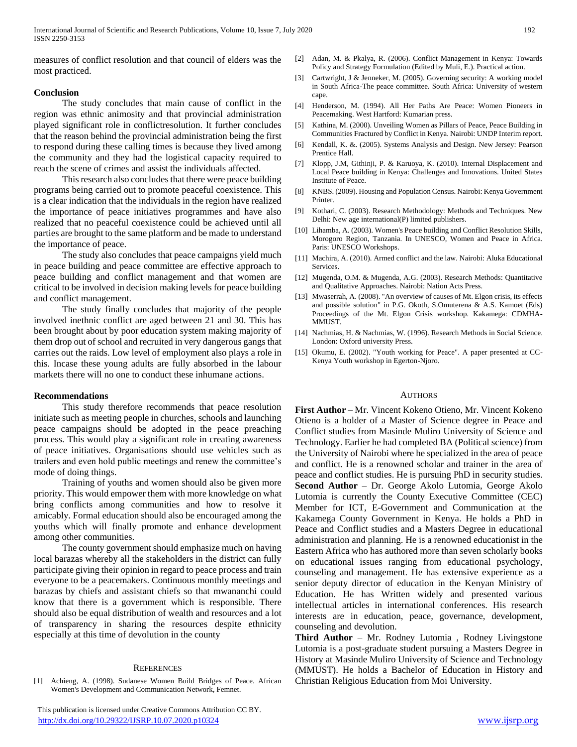measures of conflict resolution and that council of elders was the most practiced.

## Conclusion

The study concludes that main cause of conflict in the region was ethnic animosity and that provincial administration played significant role in conflictresolution. It further concludes that the reason behind the provincial administration being the first to respond during these calling times is because they lived among the community and they had the logistical capacity required to reach the scene of crimes and assist the individuals affected.

This research also concludes that there were peace building programs being carried out to promote peaceful coexistence. This is a clear indication that the individuals in the region have realized the importance of peace initiatives programmes and have also realized that no peaceful coexistence could be achieved until all parties are brought to the same platform and be made to understand the importance of peace.

The study also concludes that peace campaigns yield much in peace building and peace committee are effective approach to peace building and conflict management and that women are critical to be involved in decision making levels for peace building and conflict management.

The study finally concludes that majority of the people involved inethnic conflict are aged between 21 and 30. This has been brought about by poor education system making majority of them drop out of school and recruited in very dangerous gangs that carries out the raids. Low level of employment also plays a role in this. Incase these young adults are fully absorbed in the labour markets there will no one to conduct these inhumane actions.

## Recommendations

This study therefore recommends that peace resolution initiate such as meeting people in churches, schools and launching peace campaigns should be adopted in the peace preaching process. This would play a significant role in creating awareness of peace initiatives. Organisations should use vehicles such as trailers and even hold public meetings and renew the committee's mode of doing things.

Training of youths and women should also be given more priority. This would empower them with more knowledge on what bring conflicts among communities and how to resolve it amicably. Formal education should also be encouraged among the youths which will finally promote and enhance development among other communities.

The county government should emphasize much on having local barazas whereby all the stakeholders in the district can fully participate giving their opinion in regard to peace process and train everyone to be a peacemakers. Continuous monthly meetings and barazas by chiefs and assistant chiefs so that mwananchi could know that there is a government which is responsible. There should also be equal distribution of wealth and resources and a lot of transparency in sharing the resources despite ethnicity especially at this time of devolution in the county

## References

[1] Achieng, A. (1998). Sudanese Women Build Bridges of Peace. African Women's Development and Communication Network, Femnet.

[2] Adan, M. & Pkalya, R. (2006). Conflict Management in Kenya: Towards Policy and Strategy Formulation (Edited by Muli, E.). Practical action.

[3] Cartwright, J & Jenneker, M. (2005). Governing security: A working model in South Africa-The peace committee. South Africa: University of western cape.

[4] Henderson, M. (1994). All Her Paths Are Peace: Women Pioneers in Peacemaking. West Hartford: Kumarian press.

[5] Kathina, M. (2000). Unveiling Women as Pillars of Peace, Peace Building in Communities Fractured by Conflict in Kenya. Nairobi: UNDP Interim report.

[6] Kendall, K. &. (2005). Systems Analysis and Design. New Jersey: Pearson Prentice Hall.

[7] Klopp, J.M, Githinji, P. & Karuoya, K. (2010). Internal Displacement and Local Peace building in Kenya: Challenges and Innovations. United States Institute of Peace.

[8] KNBS. (2009). Housing and Population Census. Nairobi: Kenya Government Printer.

[9] Kothari, C. (2003). Research Methodology: Methods and Techniques. New Delhi: New age international(P) limited publishers.

[10] Lihamba, A. (2003). Women's Peace building and Conflict Resolution Skills, Morogoro Region, Tanzania. In UNESCO, Women and Peace in Africa. Paris: UNESCO Workshops.

[11] Machira, A. (2010). Armed conflict and the law. Nairobi: Aluka Educational Services.

[12] Mugenda, O.M. & Mugenda, A.G. (2003). Research Methods: Quantitative and Qualitative Approaches. Nairobi: Nation Acts Press.

[13] Mwaserrah, A. (2008). "An overview of causes of Mt. Elgon crisis, its effects and possible solution" in P.G. Okoth, S.Omuterena & A.S. Kamoet (Eds) Proceedings of the Mt. Elgon Crisis workshop. Kakamega: CDMHA-MMUST.

[14] Nachmias, H. & Nachmias, W. (1996). Research Methods in Social Science. London: Oxford university Press.

[15] Okumu, E. (2002). "Youth working for Peace". A paper presented at CC-Kenya Youth workshop in Egerton-Njoro.

## Authors

**First Author** – Mr. Vincent Kokeno Otieno, Mr. Vincent Kokeno Otieno is a holder of a Master of Science degree in Peace and Conflict studies from Masinde Muliro University of Science and Technology. Earlier he had completed BA (Political science) from the University of Nairobi where he specialized in the area of peace and conflict. He is a renowned scholar and trainer in the area of peace and conflict studies. He is pursuing PhD in security studies.

**Second Author** – Dr. George Akolo Lutomia, George Akolo Lutomia is currently the County Executive Committee (CEC) Member for ICT, E-Government and Communication at the Kakamega County Government in Kenya. He holds a PhD in Peace and Conflict studies and a Masters Degree in educational administration and planning. He is a renowned educationist in the Eastern Africa who has authored more than seven scholarly books on educational issues ranging from educational psychology, counseling and management. He has extensive experience as a senior deputy director of education in the Kenyan Ministry of Education. He has Written widely and presented various intellectual articles in international conferences. His research interests are in education, peace, governance, development, counseling and devolution.

**Third Author** – Mr. Rodney Lutomia , Rodney Livingstone Lutomia is a post-graduate student pursuing a Masters Degree in History at Masinde Muliro University of Science and Technology (MMUST). He holds a Bachelor of Education in History and Christian Religious Education from Moi University.